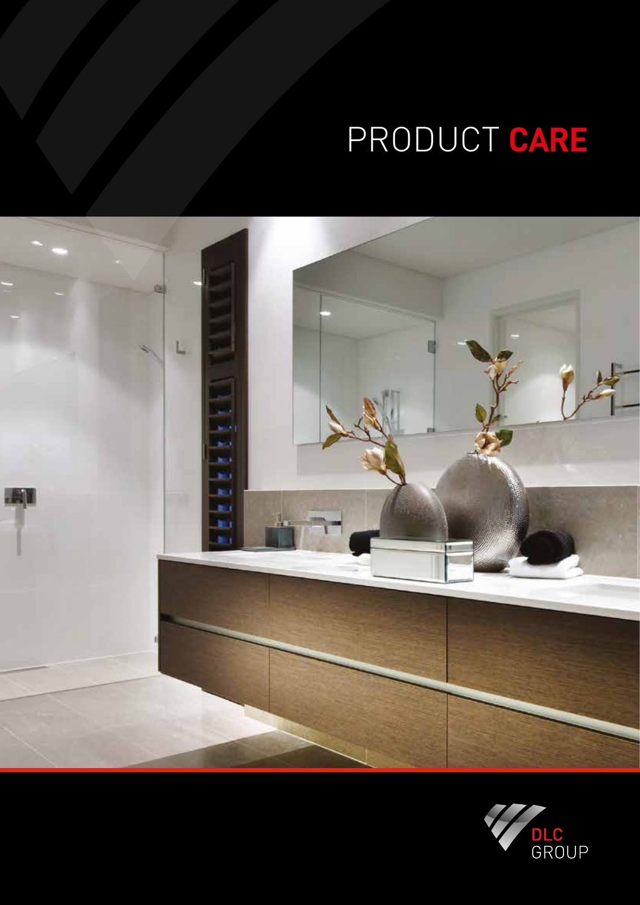# PRODUCT **CARE**

DLC GROUP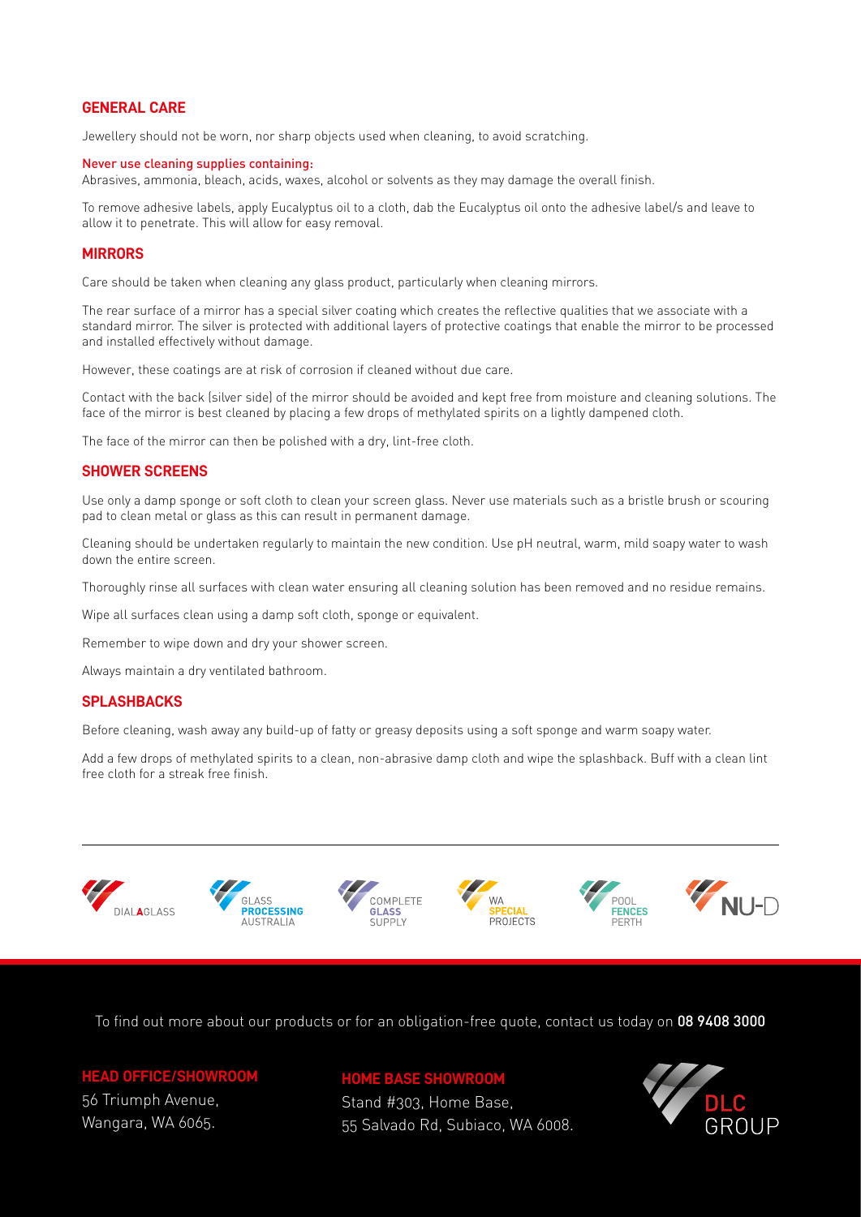## GENERAL CARE

Jewellery should not be worn, nor sharp objects used when cleaning, to avoid scratching.

Never use cleaning supplies containing:
Abrasives, ammonia, bleach, acids, waxes, alcohol or solvents as they may damage the overall finish.

To remove adhesive labels, apply Eucalyptus oil to a cloth, dab the Eucalyptus oil onto the adhesive label/s and leave to allow it to penetrate. This will allow for easy removal.

## MIRRORS

Care should be taken when cleaning any glass product, particularly when cleaning mirrors.

The rear surface of a mirror has a special silver coating which creates the reflective qualities that we associate with a standard mirror. The silver is protected with additional layers of protective coatings that enable the mirror to be processed and installed effectively without damage.

However, these coatings are at risk of corrosion if cleaned without due care.

Contact with the back (silver side) of the mirror should be avoided and kept free from moisture and cleaning solutions. The face of the mirror is best cleaned by placing a few drops of methylated spirits on a lightly dampened cloth.

The face of the mirror can then be polished with a dry, lint-free cloth.

## SHOWER SCREENS

Use only a damp sponge or soft cloth to clean your screen glass. Never use materials such as a bristle brush or scouring pad to clean metal or glass as this can result in permanent damage.

Cleaning should be undertaken regularly to maintain the new condition. Use pH neutral, warm, mild soapy water to wash down the entire screen.

Thoroughly rinse all surfaces with clean water ensuring all cleaning solution has been removed and no residue remains.

Wipe all surfaces clean using a damp soft cloth, sponge or equivalent.

Remember to wipe down and dry your shower screen.

Always maintain a dry ventilated bathroom.

## SPLASHBACKS

Before cleaning, wash away any build-up of fatty or greasy deposits using a soft sponge and warm soapy water.

Add a few drops of methylated spirits to a clean, non-abrasive damp cloth and wipe the splashback. Buff with a clean lint free cloth for a streak free finish.

---

DIALAGLASS | GLASS PROCESSING AUSTRALIA | COMPLETE GLASS SUPPLY | WA SPECIAL PROJECTS | POOL FENCES PERTH | NU-D

To find out more about our products or for an obligation-free quote, contact us today on **08 9408 3000**

**HEAD OFFICE/SHOWROOM**
56 Triumph Avenue,
Wangara, WA 6065.

**HOME BASE SHOWROOM**
Stand #303, Home Base,
55 Salvado Rd, Subiaco, WA 6008.

DLC GROUP